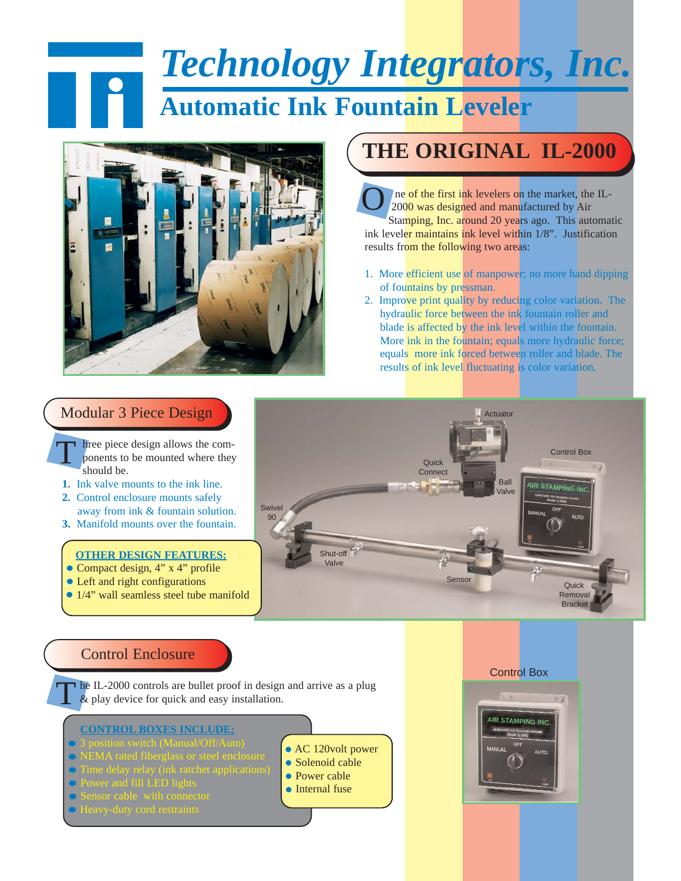# Technology Integrators, Inc.

## Automatic Ink Fountain Leveler

## THE ORIGINAL IL-2000

One of the first ink levelers on the market, the IL-2000 was designed and manufactured by Air Stamping, Inc. around 20 years ago. This automatic ink leveler maintains ink level within 1/8". Justification results from the following two areas:

1. More efficient use of manpower; no more hand dipping of fountains by pressman.
2. Improve print quality by reducing color variation. The hydraulic force between the ink fountain roller and blade is affected by the ink level within the fountain. More ink in the fountain; equals more hydraulic force; equals more ink forced between roller and blade. The results of ink level fluctuating is color variation.

## Modular 3 Piece Design

Three piece design allows the components to be mounted where they should be.

1. Ink valve mounts to the ink line.
2. Control enclosure mounts safely away from ink & fountain solution.
3. Manifold mounts over the fountain.

**OTHER DESIGN FEATURES:**

- Compact design, 4" x 4" profile
- Left and right configurations
- 1/4" wall seamless steel tube manifold

Actuator, Quick Connect, Ball Valve, Control Box, Swivel 90, Shut-off Valve, Sensor, Quick Removal Bracket

## Control Enclosure

The IL-2000 controls are bullet proof in design and arrive as a plug & play device for quick and easy installation.

**CONTROL BOXES INCLUDE:**

- 3 position switch (Manual/Off/Auto)
- NEMA rated fiberglass or steel enclosure
- Time delay relay (ink ratchet applications)
- Power and fill LED lights
- Sensor cable with connector
- Heavy-duty cord restraints
- AC 120volt power
- Solenoid cable
- Power cable
- Internal fuse

Control Box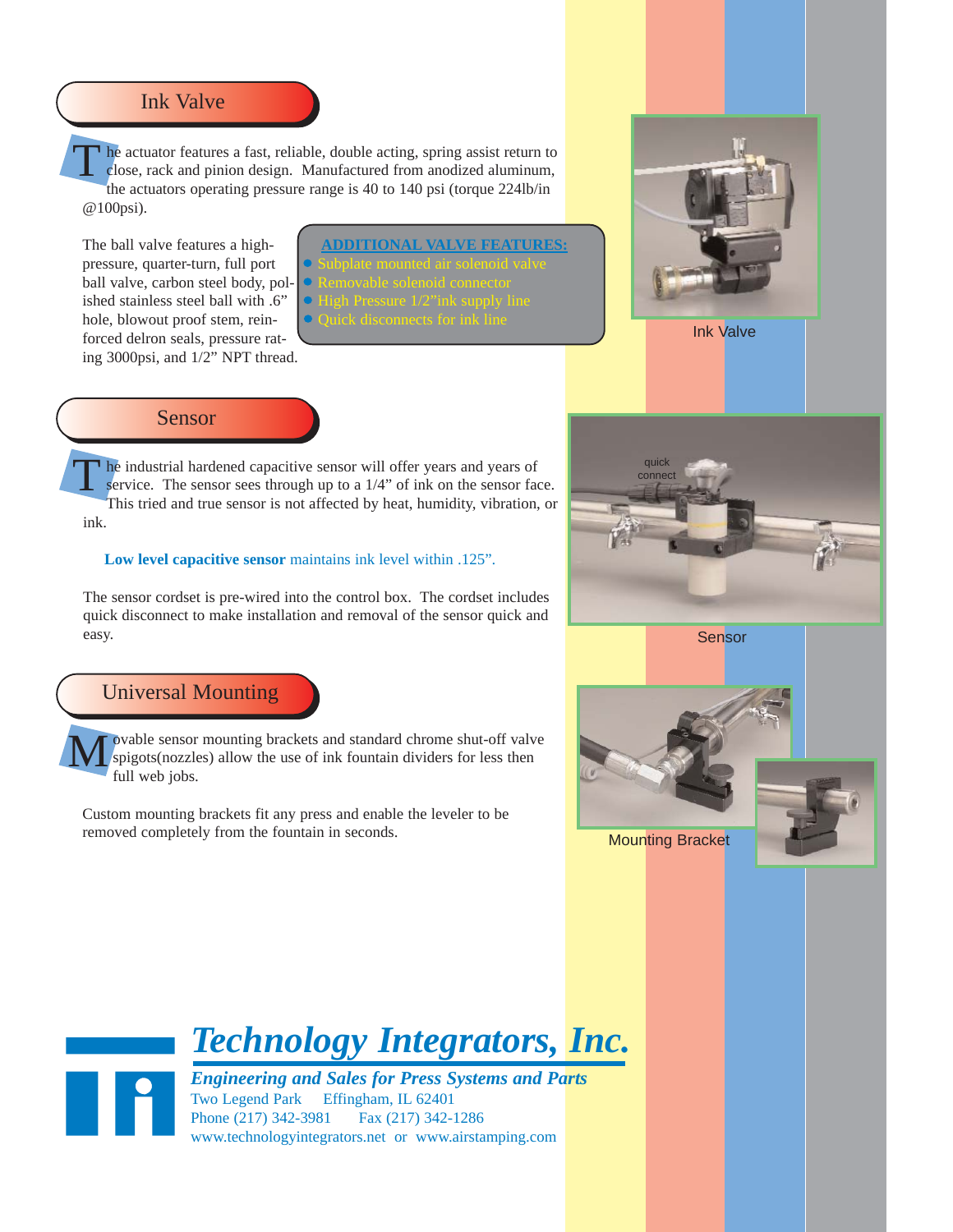## Ink Valve

The actuator features a fast, reliable, double acting, spring assist return to close, rack and pinion design. Manufactured from anodized aluminum, the actuators operating pressure range is 40 to 140 psi (torque 224lb/in @100psi).

The ball valve features a high-pressure, quarter-turn, full port ball valve, carbon steel body, polished stainless steel ball with .6" hole, blowout proof stem, reinforced delron seals, pressure rating 3000psi, and 1/2" NPT thread.

**ADDITIONAL VALVE FEATURES:**

- Subplate mounted air solenoid valve
- Removable solenoid connector
- High Pressure 1/2"ink supply line
- Quick disconnects for ink line

Ink Valve

## Sensor

The industrial hardened capacitive sensor will offer years and years of service. The sensor sees through up to a 1/4" of ink on the sensor face. This tried and true sensor is not affected by heat, humidity, vibration, or ink.

**Low level capacitive sensor** maintains ink level within .125".

The sensor cordset is pre-wired into the control box. The cordset includes quick disconnect to make installation and removal of the sensor quick and easy.

quick connect

Sensor

## Universal Mounting

Movable sensor mounting brackets and standard chrome shut-off valve spigots(nozzles) allow the use of ink fountain dividers for less then full web jobs.

Custom mounting brackets fit any press and enable the leveler to be removed completely from the fountain in seconds.

Mounting Bracket

# *Technology Integrators, Inc.*

***Engineering and Sales for Press Systems and Parts***

Two Legend Park Effingham, IL 62401

Phone (217) 342-3981 Fax (217) 342-1286

www.technologyintegrators.net or www.airstamping.com